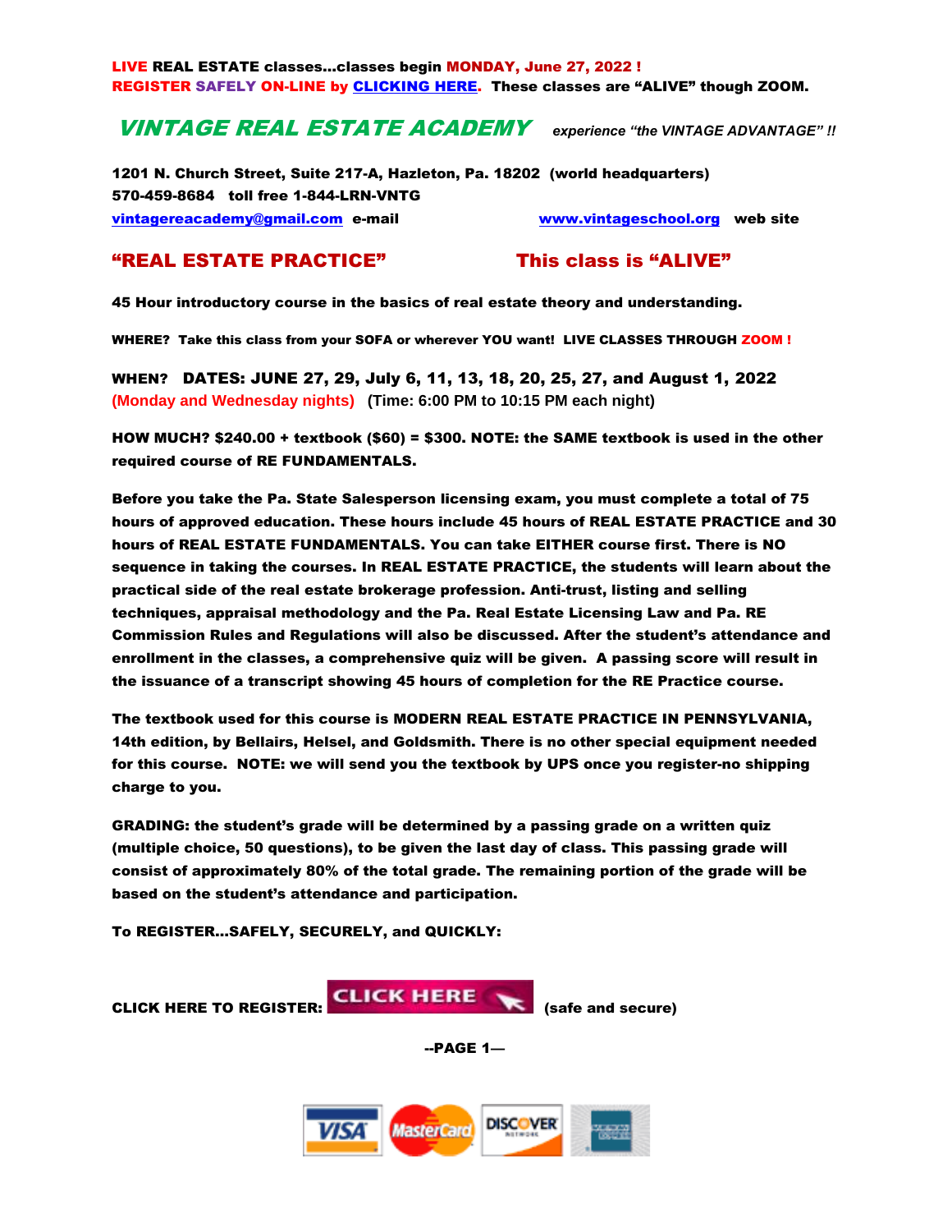**LIVE REAL ESTATE classes...classes begin MONDAY, June 27, 2022 !**
**REGISTER SAFELY ON-LINE by [CLICKING HERE](). These classes are "ALIVE" though ZOOM.**

# *VINTAGE REAL ESTATE ACADEMY*

*experience "the VINTAGE ADVANTAGE" !!*

**1201 N. Church Street, Suite 217-A, Hazleton, Pa. 18202 (world headquarters)**
**570-459-8684 toll free 1-844-LRN-VNTG**
**vintagereacademy@gmail.com e-mail** **www.vintageschool.org web site**

## "REAL ESTATE PRACTICE" This class is "ALIVE"

**45 Hour introductory course in the basics of real estate theory and understanding.**

**WHERE? Take this class from your SOFA or wherever YOU want! LIVE CLASSES THROUGH ZOOM !**

**WHEN? DATES: JUNE 27, 29, July 6, 11, 13, 18, 20, 25, 27, and August 1, 2022**
**(Monday and Wednesday nights) (Time: 6:00 PM to 10:15 PM each night)**

**HOW MUCH? $240.00 + textbook ($60) = $300. NOTE: the SAME textbook is used in the other required course of RE FUNDAMENTALS.**

**Before you take the Pa. State Salesperson licensing exam, you must complete a total of 75 hours of approved education. These hours include 45 hours of REAL ESTATE PRACTICE and 30 hours of REAL ESTATE FUNDAMENTALS. You can take EITHER course first. There is NO sequence in taking the courses. In REAL ESTATE PRACTICE, the students will learn about the practical side of the real estate brokerage profession. Anti-trust, listing and selling techniques, appraisal methodology and the Pa. Real Estate Licensing Law and Pa. RE Commission Rules and Regulations will also be discussed. After the student's attendance and enrollment in the classes, a comprehensive quiz will be given. A passing score will result in the issuance of a transcript showing 45 hours of completion for the RE Practice course.**

**The textbook used for this course is MODERN REAL ESTATE PRACTICE IN PENNSYLVANIA, 14th edition, by Bellairs, Helsel, and Goldsmith. There is no other special equipment needed for this course. NOTE: we will send you the textbook by UPS once you register-no shipping charge to you.**

**GRADING: the student's grade will be determined by a passing grade on a written quiz (multiple choice, 50 questions), to be given the last day of class. This passing grade will consist of approximately 80% of the total grade. The remaining portion of the grade will be based on the student's attendance and participation.**

**To REGISTER...SAFELY, SECURELY, and QUICKLY:**

**CLICK HERE TO REGISTER:** CLICK HERE **(safe and secure)**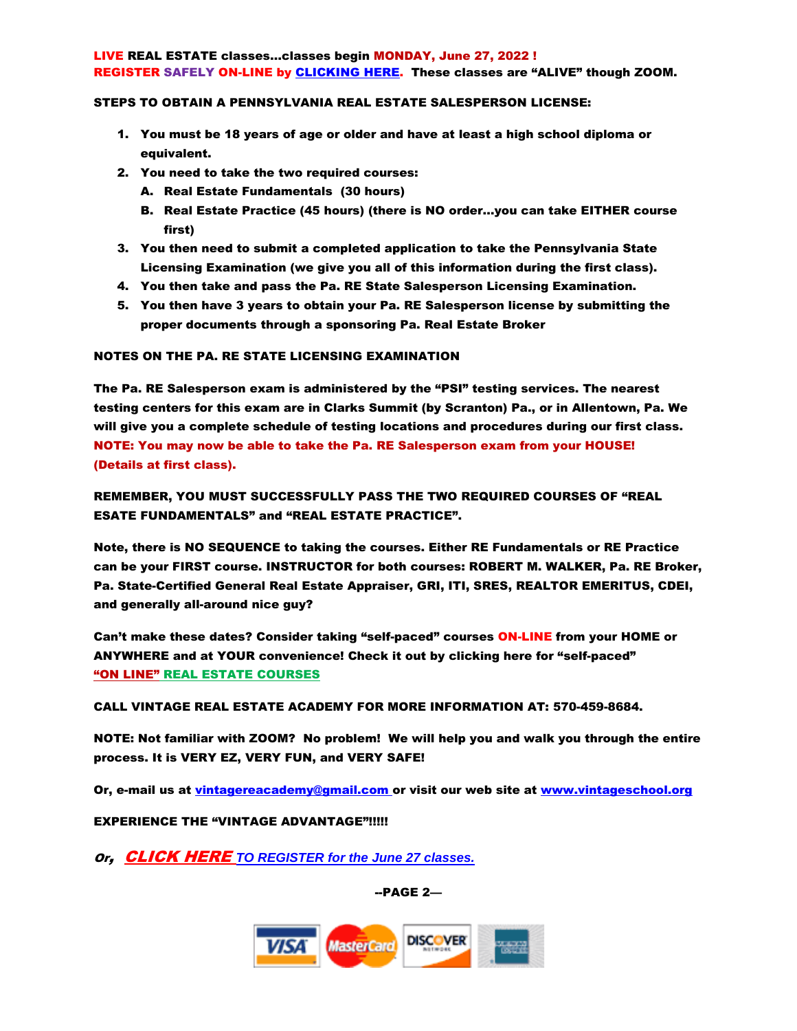**LIVE REAL ESTATE classes…classes begin MONDAY, June 27, 2022 !**
**REGISTER SAFELY ON-LINE by CLICKING HERE. These classes are "ALIVE" though ZOOM.**

**STEPS TO OBTAIN A PENNSYLVANIA REAL ESTATE SALESPERSON LICENSE:**

1. **You must be 18 years of age or older and have at least a high school diploma or equivalent.**
2. **You need to take the two required courses:**
   A. **Real Estate Fundamentals (30 hours)**
   B. **Real Estate Practice (45 hours) (there is NO order…you can take EITHER course first)**
3. **You then need to submit a completed application to take the Pennsylvania State Licensing Examination (we give you all of this information during the first class).**
4. **You then take and pass the Pa. RE State Salesperson Licensing Examination.**
5. **You then have 3 years to obtain your Pa. RE Salesperson license by submitting the proper documents through a sponsoring Pa. Real Estate Broker**

**NOTES ON THE PA. RE STATE LICENSING EXAMINATION**

**The Pa. RE Salesperson exam is administered by the "PSI" testing services. The nearest testing centers for this exam are in Clarks Summit (by Scranton) Pa., or in Allentown, Pa. We will give you a complete schedule of testing locations and procedures during our first class.**
**NOTE: You may now be able to take the Pa. RE Salesperson exam from your HOUSE! (Details at first class).**

**REMEMBER, YOU MUST SUCCESSFULLY PASS THE TWO REQUIRED COURSES OF "REAL ESATE FUNDAMENTALS" and "REAL ESTATE PRACTICE".**

**Note, there is NO SEQUENCE to taking the courses. Either RE Fundamentals or RE Practice can be your FIRST course. INSTRUCTOR for both courses: ROBERT M. WALKER, Pa. RE Broker, Pa. State-Certified General Real Estate Appraiser, GRI, ITI, SRES, REALTOR EMERITUS, CDEI, and generally all-around nice guy?**

**Can't make these dates? Consider taking "self-paced" courses ON-LINE from your HOME or ANYWHERE and at YOUR convenience! Check it out by clicking here for "self-paced" "ON LINE" REAL ESTATE COURSES**

**CALL VINTAGE REAL ESTATE ACADEMY FOR MORE INFORMATION AT: 570-459-8684.**

**NOTE: Not familiar with ZOOM? No problem! We will help you and walk you through the entire process. It is VERY EZ, VERY FUN, and VERY SAFE!**

**Or, e-mail us at vintagereacademy@gmail.com or visit our web site at www.vintageschool.org**

**EXPERIENCE THE "VINTAGE ADVANTAGE"!!!!!**

***Or, CLICK HERE TO REGISTER for the June 27 classes.***

**--PAGE 2—**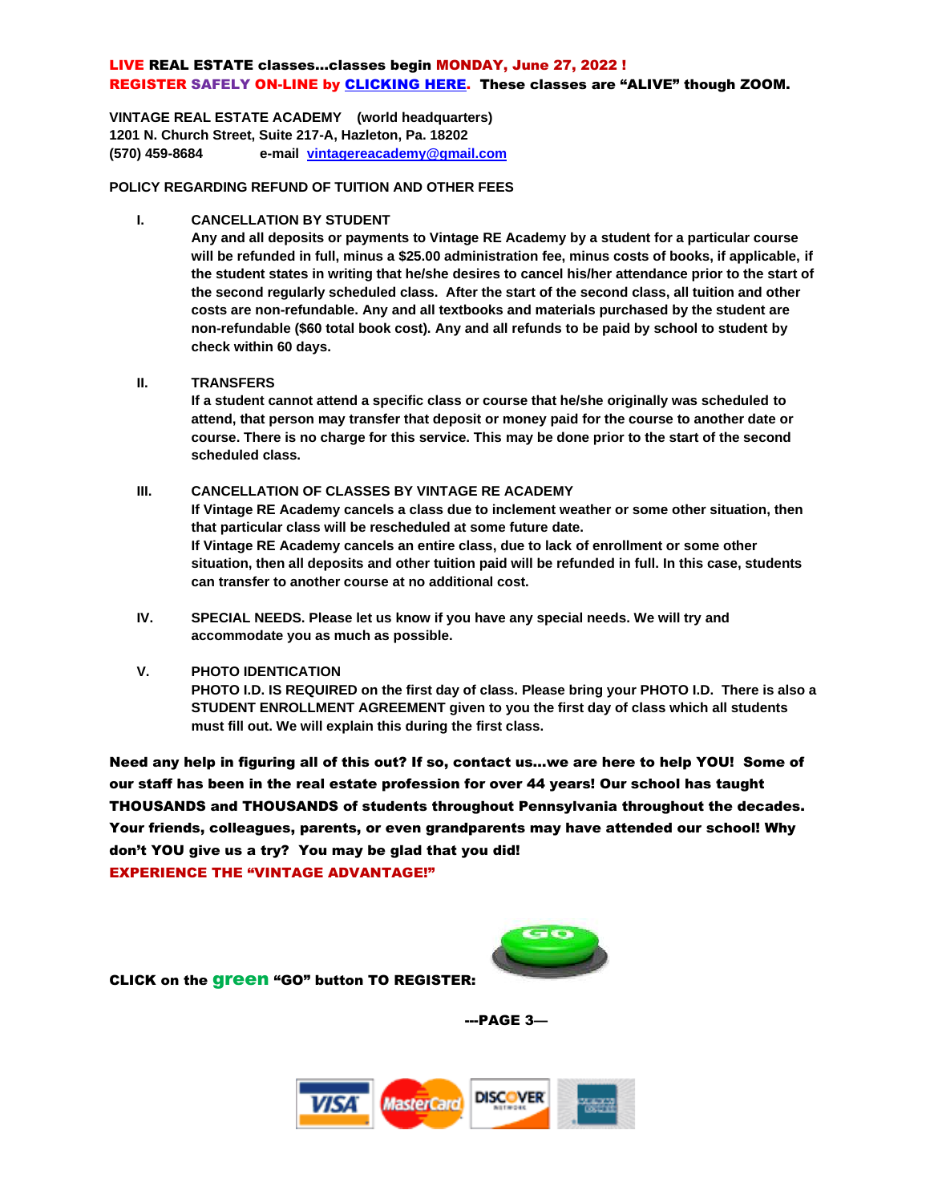**LIVE REAL ESTATE classes...classes begin MONDAY, June 27, 2022 !**
**REGISTER SAFELY ON-LINE by CLICKING HERE. These classes are "ALIVE" though ZOOM.**

**VINTAGE REAL ESTATE ACADEMY (world headquarters)**
**1201 N. Church Street, Suite 217-A, Hazleton, Pa. 18202**
**(570) 459-8684 e-mail vintagereacademy@gmail.com**

**POLICY REGARDING REFUND OF TUITION AND OTHER FEES**

**I. CANCELLATION BY STUDENT**

**Any and all deposits or payments to Vintage RE Academy by a student for a particular course will be refunded in full, minus a $25.00 administration fee, minus costs of books, if applicable, if the student states in writing that he/she desires to cancel his/her attendance prior to the start of the second regularly scheduled class. After the start of the second class, all tuition and other costs are non-refundable. Any and all textbooks and materials purchased by the student are non-refundable ($60 total book cost). Any and all refunds to be paid by school to student by check within 60 days.**

**II. TRANSFERS**

**If a student cannot attend a specific class or course that he/she originally was scheduled to attend, that person may transfer that deposit or money paid for the course to another date or course. There is no charge for this service. This may be done prior to the start of the second scheduled class.**

**III. CANCELLATION OF CLASSES BY VINTAGE RE ACADEMY**

**If Vintage RE Academy cancels a class due to inclement weather or some other situation, then that particular class will be rescheduled at some future date.**
**If Vintage RE Academy cancels an entire class, due to lack of enrollment or some other situation, then all deposits and other tuition paid will be refunded in full. In this case, students can transfer to another course at no additional cost.**

**IV. SPECIAL NEEDS. Please let us know if you have any special needs. We will try and accommodate you as much as possible.**

**V. PHOTO IDENTICATION**

**PHOTO I.D. IS REQUIRED on the first day of class. Please bring your PHOTO I.D. There is also a STUDENT ENROLLMENT AGREEMENT given to you the first day of class which all students must fill out. We will explain this during the first class.**

**Need any help in figuring all of this out? If so, contact us...we are here to help YOU! Some of our staff has been in the real estate profession for over 44 years! Our school has taught THOUSANDS and THOUSANDS of students throughout Pennsylvania throughout the decades. Your friends, colleagues, parents, or even grandparents may have attended our school! Why don't YOU give us a try? You may be glad that you did!**
**EXPERIENCE THE "VINTAGE ADVANTAGE!"**

**CLICK on the green "GO" button TO REGISTER:**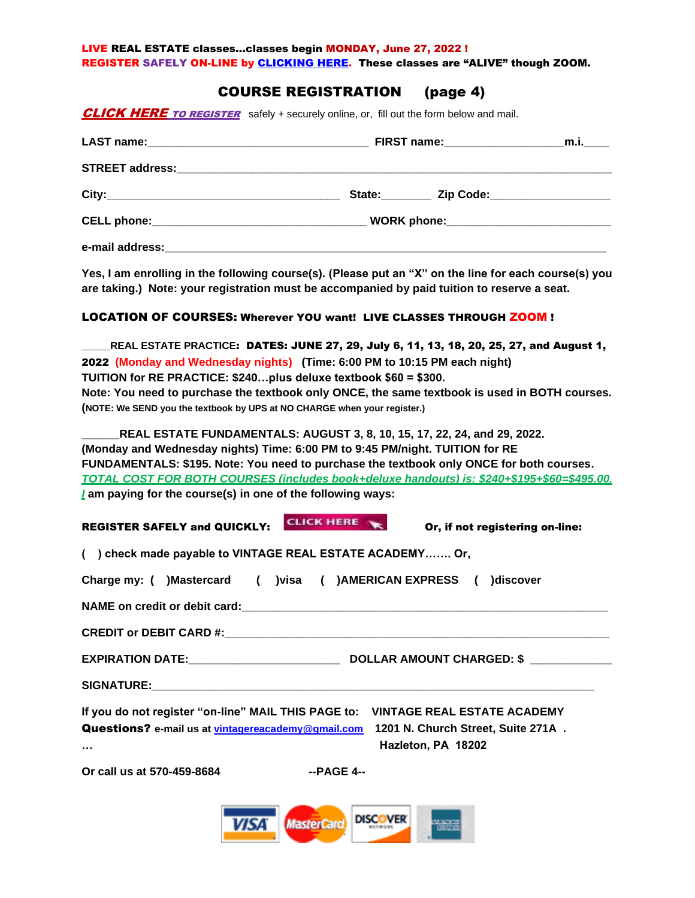**LIVE REAL ESTATE classes…classes begin MONDAY, June 27, 2022 !**
**REGISTER SAFELY ON-LINE by CLICKING HERE. These classes are "ALIVE" though ZOOM.**

## COURSE REGISTRATION (page 4)

***CLICK HERE TO REGISTER*** safely + securely online, or, fill out the form below and mail.

**LAST name:**___________________________________ **FIRST name:**__________________**m.i.**____

**STREET address:**______________________________________________________________________

**City:**_____________________________________ **State:**________ **Zip Code:**__________________

**CELL phone:**__________________________________ **WORK phone:**_________________________

**e-mail address:**_______________________________________________________________________

**Yes, I am enrolling in the following course(s). (Please put an "X" on the line for each course(s) you are taking.) Note: your registration must be accompanied by paid tuition to reserve a seat.**

**LOCATION OF COURSES: Wherever YOU want! LIVE CLASSES THROUGH ZOOM !**

_____REAL ESTATE PRACTICE**: DATES: JUNE 27, 29, July 6, 11, 13, 18, 20, 25, 27, and August 1, 2022 (Monday and Wednesday nights) (Time: 6:00 PM to 10:15 PM each night)**
**TUITION for RE PRACTICE: $240…plus deluxe textbook $60 = $300.**
**Note: You need to purchase the textbook only ONCE, the same textbook is used in BOTH courses.**
**(NOTE: We SEND you the textbook by UPS at NO CHARGE when your register.)**

______**REAL ESTATE FUNDAMENTALS: AUGUST 3, 8, 10, 15, 17, 22, 24, and 29, 2022. (Monday and Wednesday nights) Time: 6:00 PM to 9:45 PM/night. TUITION for RE FUNDAMENTALS: $195. Note: You need to purchase the textbook only ONCE for both courses.**
***TOTAL COST FOR BOTH COURSES (includes book+deluxe handouts) is: $240+$195+$60=$495.00.***
***I*** **am paying for the course(s) in one of the following ways:**

**REGISTER SAFELY and QUICKLY:** CLICK HERE **Or, if not registering on-line:**

**( ) check made payable to VINTAGE REAL ESTATE ACADEMY……. Or,**

**Charge my: ( )Mastercard ( )visa ( )AMERICAN EXPRESS ( )discover**

**NAME on credit or debit card:**_____________________________________________________

**CREDIT or DEBIT CARD #:**________________________________________________________

**EXPIRATION DATE:**________________________ **DOLLAR AMOUNT CHARGED: $** ____________

**SIGNATURE:**_________________________________________________________________

**If you do not register "on-line" MAIL THIS PAGE to: VINTAGE REAL ESTATE ACADEMY**
**1201 N. Church Street, Suite 271A .**
**Hazleton, PA 18202**

**Questions? e-mail us at vintagereacademy@gmail.com …**

**Or call us at 570-459-8684**

VISA MasterCard DISCOVER NETWORK